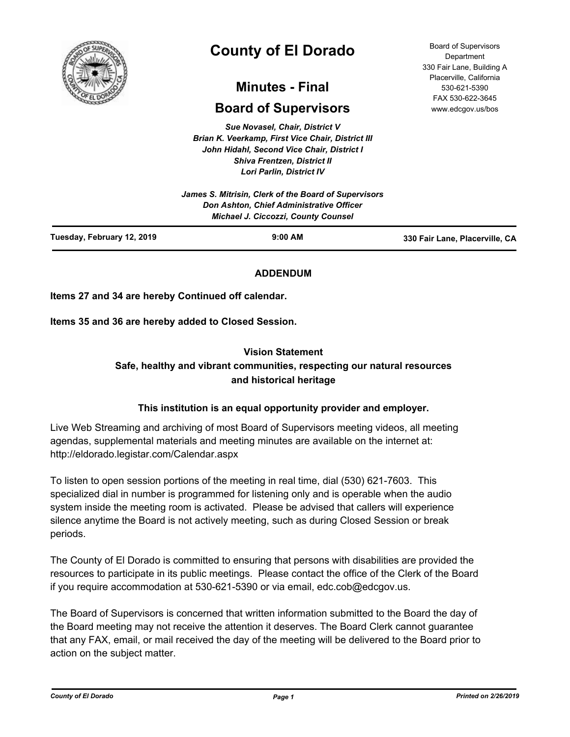# County of El Dorado

## Minutes - Final

## Board of Supervisors

Board of Supervisors Department
330 Fair Lane, Building A
Placerville, California
530-621-5390
FAX 530-622-3645
www.edcgov.us/bos

*Sue Novasel, Chair, District V*
*Brian K. Veerkamp, First Vice Chair, District III*
*John Hidahl, Second Vice Chair, District I*
*Shiva Frentzen, District II*
*Lori Parlin, District IV*

*James S. Mitrisin, Clerk of the Board of Supervisors*
*Don Ashton, Chief Administrative Officer*
*Michael J. Ciccozzi, County Counsel*

**Tuesday, February 12, 2019** | **9:00 AM** | **330 Fair Lane, Placerville, CA**

**ADDENDUM**

**Items 27 and 34 are hereby Continued off calendar.**

**Items 35 and 36 are hereby added to Closed Session.**

**Vision Statement**
**Safe, healthy and vibrant communities, respecting our natural resources and historical heritage**

**This institution is an equal opportunity provider and employer.**

Live Web Streaming and archiving of most Board of Supervisors meeting videos, all meeting agendas, supplemental materials and meeting minutes are available on the internet at: http://eldorado.legistar.com/Calendar.aspx

To listen to open session portions of the meeting in real time, dial (530) 621-7603. This specialized dial in number is programmed for listening only and is operable when the audio system inside the meeting room is activated. Please be advised that callers will experience silence anytime the Board is not actively meeting, such as during Closed Session or break periods.

The County of El Dorado is committed to ensuring that persons with disabilities are provided the resources to participate in its public meetings. Please contact the office of the Clerk of the Board if you require accommodation at 530-621-5390 or via email, edc.cob@edcgov.us.

The Board of Supervisors is concerned that written information submitted to the Board the day of the Board meeting may not receive the attention it deserves. The Board Clerk cannot guarantee that any FAX, email, or mail received the day of the meeting will be delivered to the Board prior to action on the subject matter.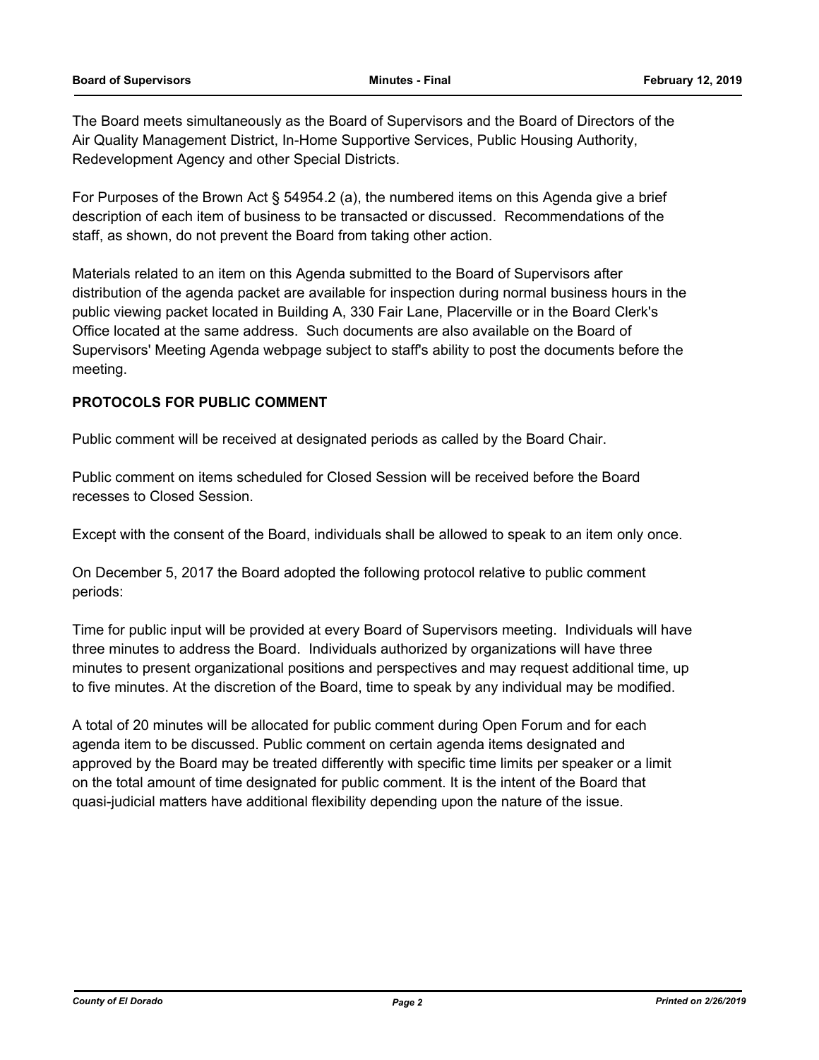The Board meets simultaneously as the Board of Supervisors and the Board of Directors of the Air Quality Management District, In-Home Supportive Services, Public Housing Authority, Redevelopment Agency and other Special Districts.

For Purposes of the Brown Act § 54954.2 (a), the numbered items on this Agenda give a brief description of each item of business to be transacted or discussed. Recommendations of the staff, as shown, do not prevent the Board from taking other action.

Materials related to an item on this Agenda submitted to the Board of Supervisors after distribution of the agenda packet are available for inspection during normal business hours in the public viewing packet located in Building A, 330 Fair Lane, Placerville or in the Board Clerk's Office located at the same address. Such documents are also available on the Board of Supervisors' Meeting Agenda webpage subject to staff's ability to post the documents before the meeting.

**PROTOCOLS FOR PUBLIC COMMENT**

Public comment will be received at designated periods as called by the Board Chair.

Public comment on items scheduled for Closed Session will be received before the Board recesses to Closed Session.

Except with the consent of the Board, individuals shall be allowed to speak to an item only once.

On December 5, 2017 the Board adopted the following protocol relative to public comment periods:

Time for public input will be provided at every Board of Supervisors meeting. Individuals will have three minutes to address the Board. Individuals authorized by organizations will have three minutes to present organizational positions and perspectives and may request additional time, up to five minutes. At the discretion of the Board, time to speak by any individual may be modified.

A total of 20 minutes will be allocated for public comment during Open Forum and for each agenda item to be discussed. Public comment on certain agenda items designated and approved by the Board may be treated differently with specific time limits per speaker or a limit on the total amount of time designated for public comment. It is the intent of the Board that quasi-judicial matters have additional flexibility depending upon the nature of the issue.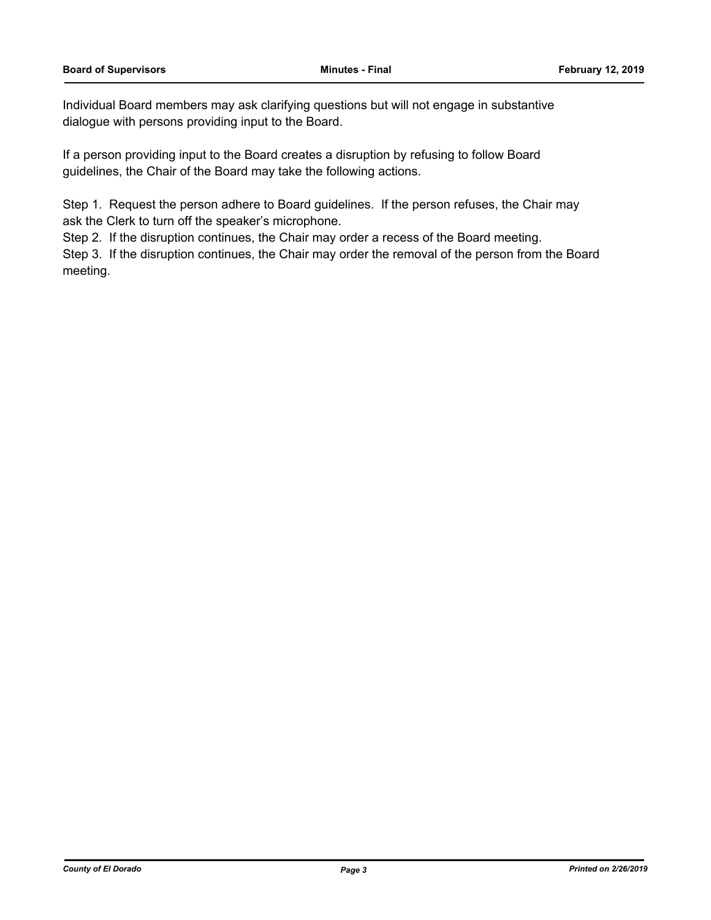Individual Board members may ask clarifying questions but will not engage in substantive dialogue with persons providing input to the Board.

If a person providing input to the Board creates a disruption by refusing to follow Board guidelines, the Chair of the Board may take the following actions.

Step 1. Request the person adhere to Board guidelines. If the person refuses, the Chair may ask the Clerk to turn off the speaker's microphone.
Step 2. If the disruption continues, the Chair may order a recess of the Board meeting.
Step 3. If the disruption continues, the Chair may order the removal of the person from the Board meeting.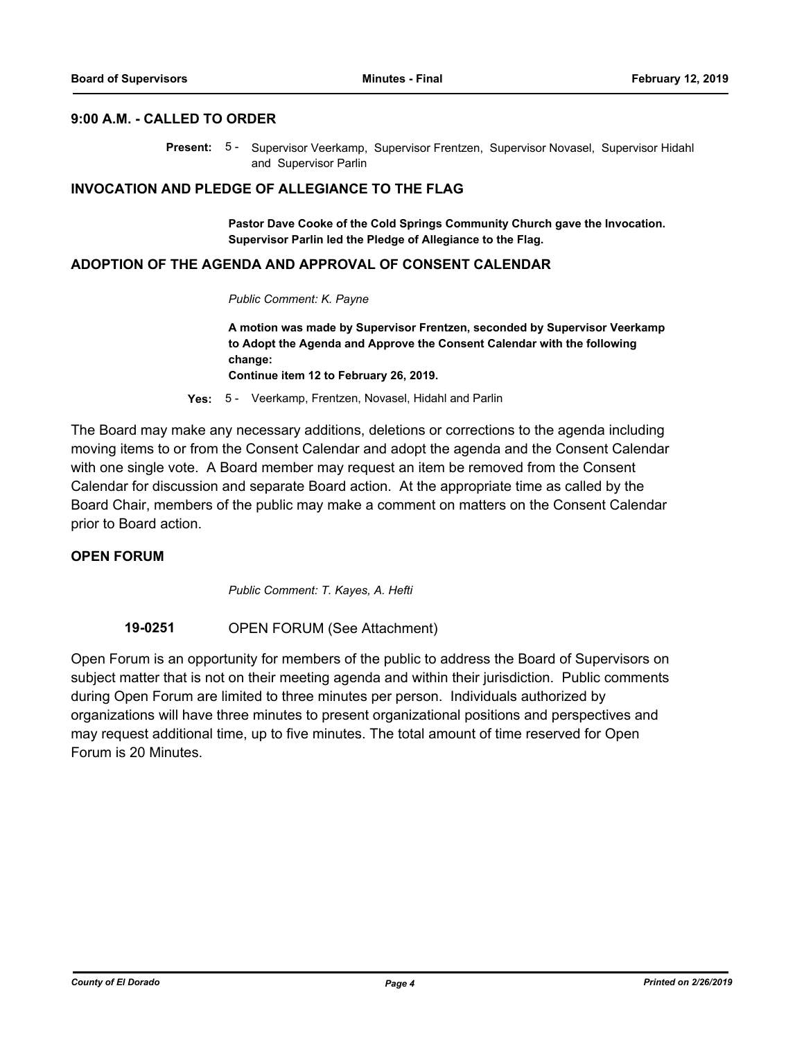## 9:00 A.M. - CALLED TO ORDER

**Present:** 5 - Supervisor Veerkamp, Supervisor Frentzen, Supervisor Novasel, Supervisor Hidahl and Supervisor Parlin

## INVOCATION AND PLEDGE OF ALLEGIANCE TO THE FLAG

**Pastor Dave Cooke of the Cold Springs Community Church gave the Invocation. Supervisor Parlin led the Pledge of Allegiance to the Flag.**

## ADOPTION OF THE AGENDA AND APPROVAL OF CONSENT CALENDAR

*Public Comment: K. Payne*

**A motion was made by Supervisor Frentzen, seconded by Supervisor Veerkamp to Adopt the Agenda and Approve the Consent Calendar with the following change:**
**Continue item 12 to February 26, 2019.**

**Yes:** 5 - Veerkamp, Frentzen, Novasel, Hidahl and Parlin

The Board may make any necessary additions, deletions or corrections to the agenda including moving items to or from the Consent Calendar and adopt the agenda and the Consent Calendar with one single vote. A Board member may request an item be removed from the Consent Calendar for discussion and separate Board action. At the appropriate time as called by the Board Chair, members of the public may make a comment on matters on the Consent Calendar prior to Board action.

## OPEN FORUM

*Public Comment: T. Kayes, A. Hefti*

**19-0251** OPEN FORUM (See Attachment)

Open Forum is an opportunity for members of the public to address the Board of Supervisors on subject matter that is not on their meeting agenda and within their jurisdiction. Public comments during Open Forum are limited to three minutes per person. Individuals authorized by organizations will have three minutes to present organizational positions and perspectives and may request additional time, up to five minutes. The total amount of time reserved for Open Forum is 20 Minutes.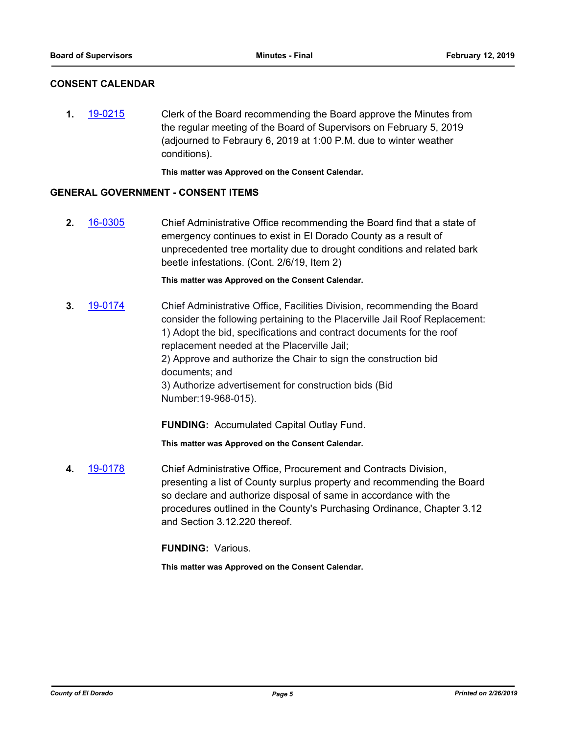## CONSENT CALENDAR

**1.** 19-0215 Clerk of the Board recommending the Board approve the Minutes from the regular meeting of the Board of Supervisors on February 5, 2019 (adjourned to Febraury 6, 2019 at 1:00 P.M. due to winter weather conditions).

**This matter was Approved on the Consent Calendar.**

## GENERAL GOVERNMENT - CONSENT ITEMS

**2.** 16-0305 Chief Administrative Office recommending the Board find that a state of emergency continues to exist in El Dorado County as a result of unprecedented tree mortality due to drought conditions and related bark beetle infestations. (Cont. 2/6/19, Item 2)

**This matter was Approved on the Consent Calendar.**

**3.** 19-0174 Chief Administrative Office, Facilities Division, recommending the Board consider the following pertaining to the Placerville Jail Roof Replacement:
1) Adopt the bid, specifications and contract documents for the roof replacement needed at the Placerville Jail;
2) Approve and authorize the Chair to sign the construction bid documents; and
3) Authorize advertisement for construction bids (Bid Number:19-968-015).

**FUNDING:** Accumulated Capital Outlay Fund.

**This matter was Approved on the Consent Calendar.**

**4.** 19-0178 Chief Administrative Office, Procurement and Contracts Division, presenting a list of County surplus property and recommending the Board so declare and authorize disposal of same in accordance with the procedures outlined in the County's Purchasing Ordinance, Chapter 3.12 and Section 3.12.220 thereof.

**FUNDING:** Various.

**This matter was Approved on the Consent Calendar.**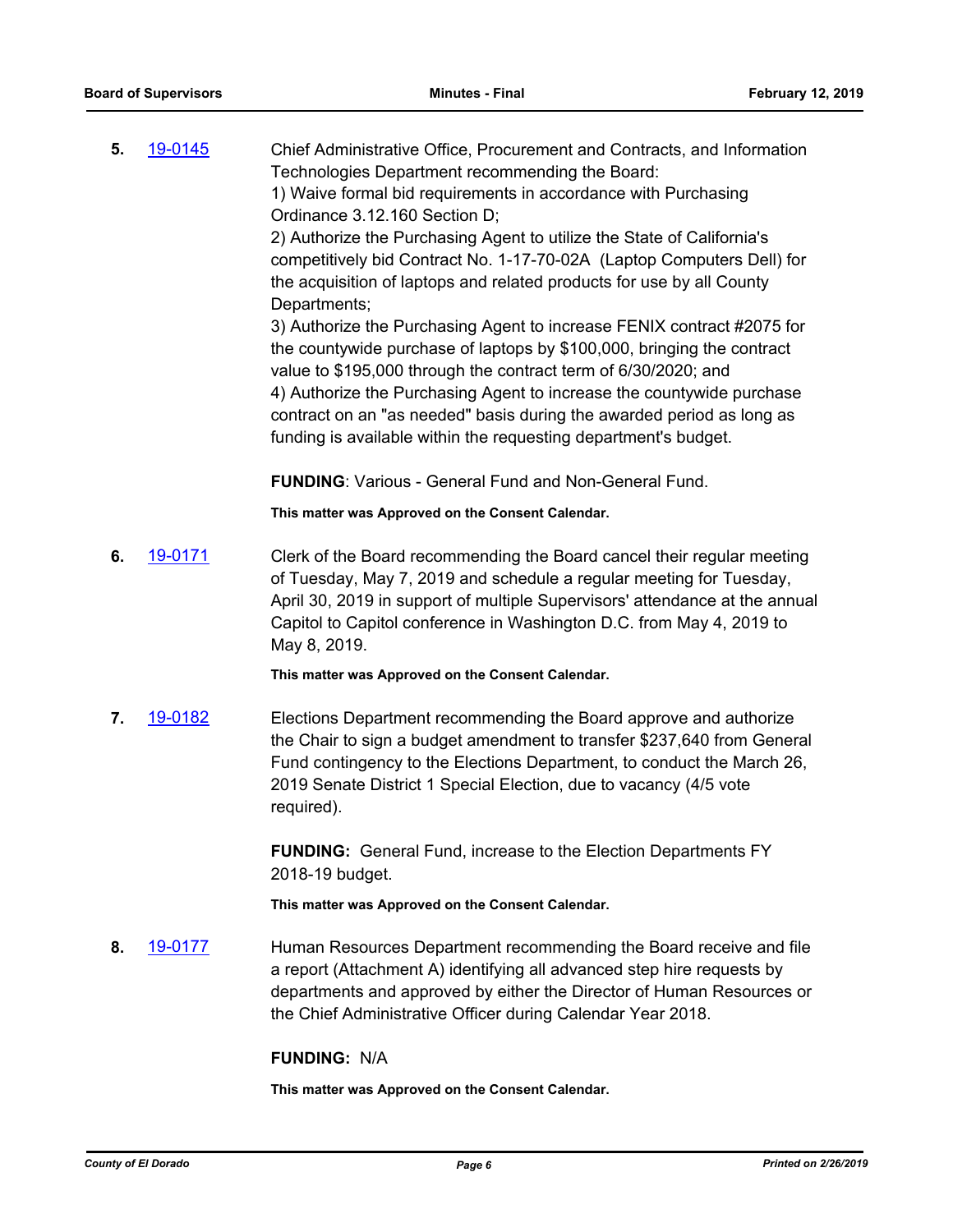**5.** 19-0145 Chief Administrative Office, Procurement and Contracts, and Information Technologies Department recommending the Board:
1) Waive formal bid requirements in accordance with Purchasing Ordinance 3.12.160 Section D;
2) Authorize the Purchasing Agent to utilize the State of California's competitively bid Contract No. 1-17-70-02A (Laptop Computers Dell) for the acquisition of laptops and related products for use by all County Departments;
3) Authorize the Purchasing Agent to increase FENIX contract #2075 for the countywide purchase of laptops by $100,000, bringing the contract value to $195,000 through the contract term of 6/30/2020; and
4) Authorize the Purchasing Agent to increase the countywide purchase contract on an "as needed" basis during the awarded period as long as funding is available within the requesting department's budget.

**FUNDING**: Various - General Fund and Non-General Fund.

**This matter was Approved on the Consent Calendar.**

**6.** 19-0171 Clerk of the Board recommending the Board cancel their regular meeting of Tuesday, May 7, 2019 and schedule a regular meeting for Tuesday, April 30, 2019 in support of multiple Supervisors' attendance at the annual Capitol to Capitol conference in Washington D.C. from May 4, 2019 to May 8, 2019.

**This matter was Approved on the Consent Calendar.**

**7.** 19-0182 Elections Department recommending the Board approve and authorize the Chair to sign a budget amendment to transfer $237,640 from General Fund contingency to the Elections Department, to conduct the March 26, 2019 Senate District 1 Special Election, due to vacancy (4/5 vote required).

**FUNDING:** General Fund, increase to the Election Departments FY 2018-19 budget.

**This matter was Approved on the Consent Calendar.**

**8.** 19-0177 Human Resources Department recommending the Board receive and file a report (Attachment A) identifying all advanced step hire requests by departments and approved by either the Director of Human Resources or the Chief Administrative Officer during Calendar Year 2018.

**FUNDING:** N/A

**This matter was Approved on the Consent Calendar.**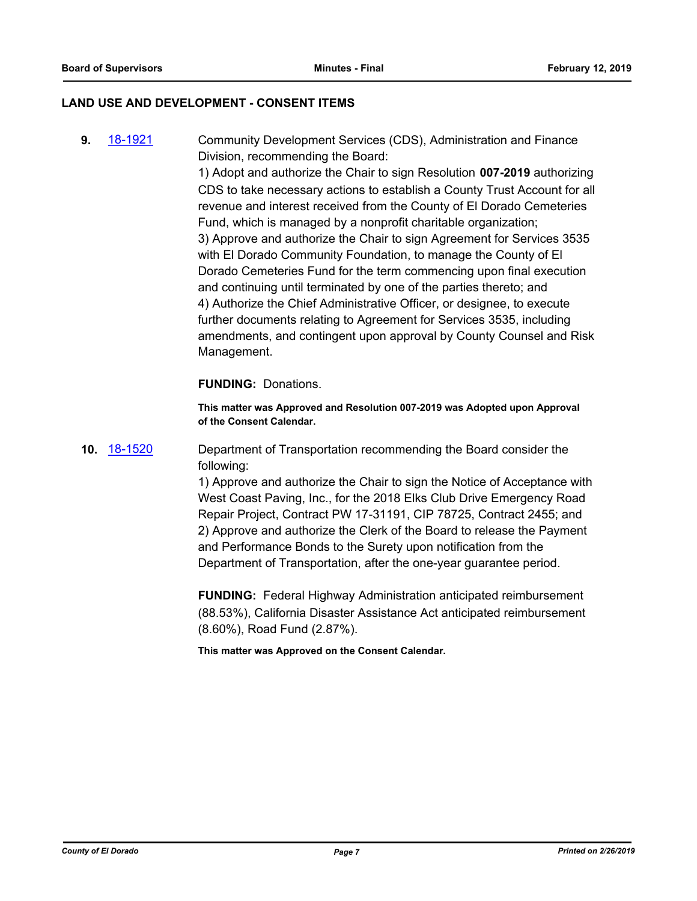## LAND USE AND DEVELOPMENT - CONSENT ITEMS

**9.** 18-1921

Community Development Services (CDS), Administration and Finance Division, recommending the Board:

1) Adopt and authorize the Chair to sign Resolution **007-2019** authorizing CDS to take necessary actions to establish a County Trust Account for all revenue and interest received from the County of El Dorado Cemeteries Fund, which is managed by a nonprofit charitable organization;

3) Approve and authorize the Chair to sign Agreement for Services 3535 with El Dorado Community Foundation, to manage the County of El Dorado Cemeteries Fund for the term commencing upon final execution and continuing until terminated by one of the parties thereto; and

4) Authorize the Chief Administrative Officer, or designee, to execute further documents relating to Agreement for Services 3535, including amendments, and contingent upon approval by County Counsel and Risk Management.

**FUNDING:** Donations.

**This matter was Approved and Resolution 007-2019 was Adopted upon Approval of the Consent Calendar.**

**10.** 18-1520

Department of Transportation recommending the Board consider the following:

1) Approve and authorize the Chair to sign the Notice of Acceptance with West Coast Paving, Inc., for the 2018 Elks Club Drive Emergency Road Repair Project, Contract PW 17-31191, CIP 78725, Contract 2455; and

2) Approve and authorize the Clerk of the Board to release the Payment and Performance Bonds to the Surety upon notification from the Department of Transportation, after the one-year guarantee period.

**FUNDING:** Federal Highway Administration anticipated reimbursement (88.53%), California Disaster Assistance Act anticipated reimbursement (8.60%), Road Fund (2.87%).

**This matter was Approved on the Consent Calendar.**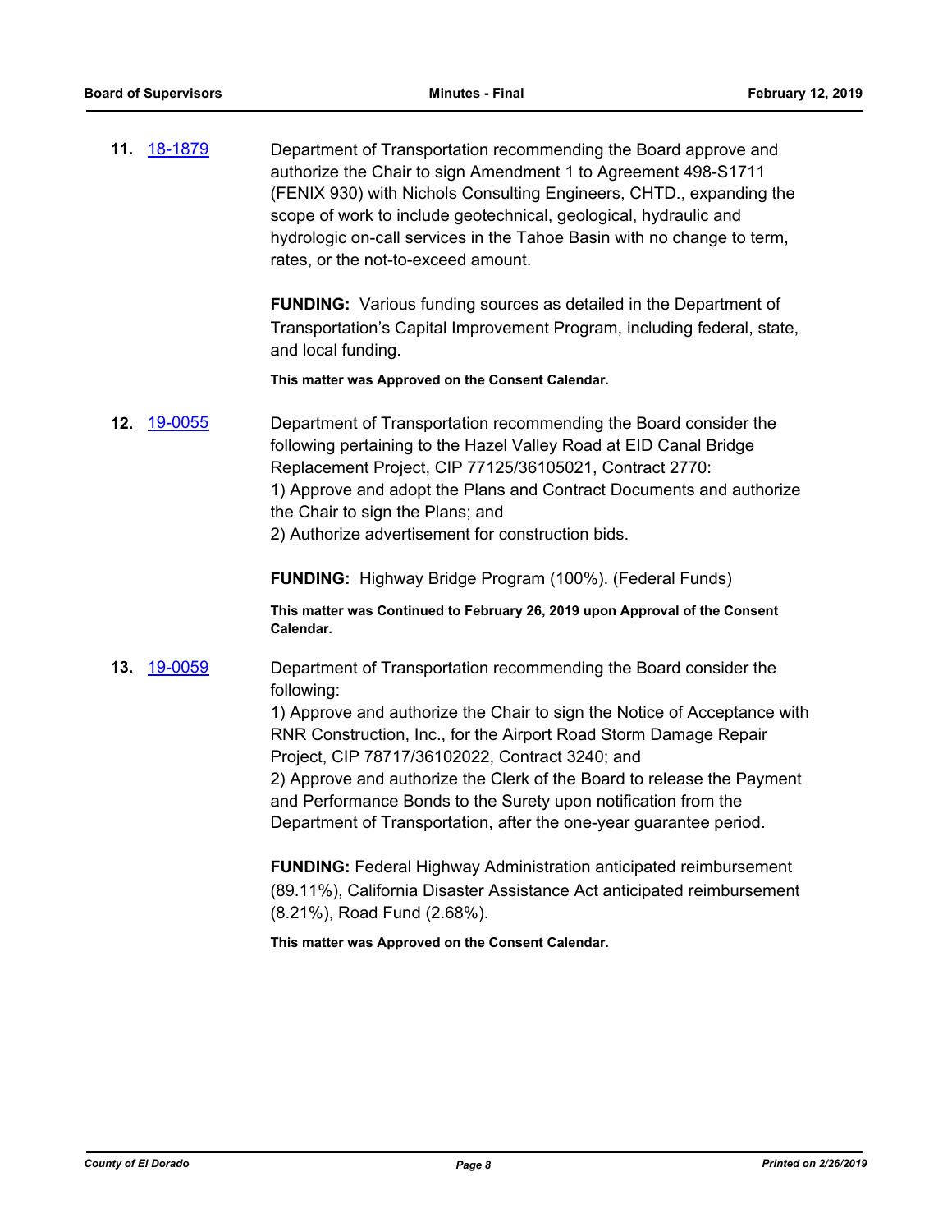**11.** 18-1879

Department of Transportation recommending the Board approve and authorize the Chair to sign Amendment 1 to Agreement 498-S1711 (FENIX 930) with Nichols Consulting Engineers, CHTD., expanding the scope of work to include geotechnical, geological, hydraulic and hydrologic on-call services in the Tahoe Basin with no change to term, rates, or the not-to-exceed amount.

**FUNDING:** Various funding sources as detailed in the Department of Transportation's Capital Improvement Program, including federal, state, and local funding.

**This matter was Approved on the Consent Calendar.**

**12.** 19-0055

Department of Transportation recommending the Board consider the following pertaining to the Hazel Valley Road at EID Canal Bridge Replacement Project, CIP 77125/36105021, Contract 2770:
1) Approve and adopt the Plans and Contract Documents and authorize the Chair to sign the Plans; and
2) Authorize advertisement for construction bids.

**FUNDING:** Highway Bridge Program (100%). (Federal Funds)

**This matter was Continued to February 26, 2019 upon Approval of the Consent Calendar.**

**13.** 19-0059

Department of Transportation recommending the Board consider the following:
1) Approve and authorize the Chair to sign the Notice of Acceptance with RNR Construction, Inc., for the Airport Road Storm Damage Repair Project, CIP 78717/36102022, Contract 3240; and
2) Approve and authorize the Clerk of the Board to release the Payment and Performance Bonds to the Surety upon notification from the Department of Transportation, after the one-year guarantee period.

**FUNDING:** Federal Highway Administration anticipated reimbursement (89.11%), California Disaster Assistance Act anticipated reimbursement (8.21%), Road Fund (2.68%).

**This matter was Approved on the Consent Calendar.**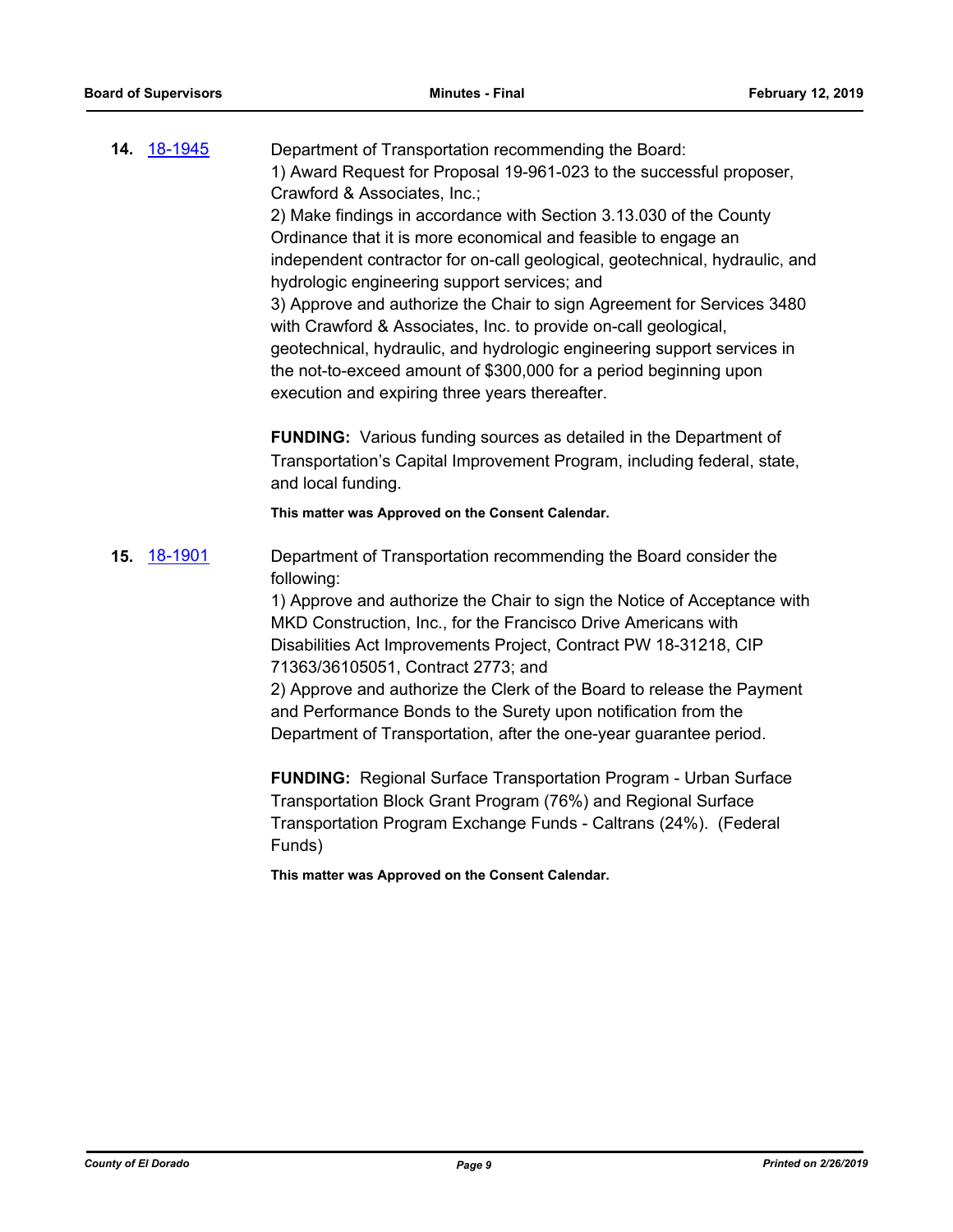**14.** [18-1945](#)

Department of Transportation recommending the Board:
1) Award Request for Proposal 19-961-023 to the successful proposer, Crawford & Associates, Inc.;
2) Make findings in accordance with Section 3.13.030 of the County Ordinance that it is more economical and feasible to engage an independent contractor for on-call geological, geotechnical, hydraulic, and hydrologic engineering support services; and
3) Approve and authorize the Chair to sign Agreement for Services 3480 with Crawford & Associates, Inc. to provide on-call geological, geotechnical, hydraulic, and hydrologic engineering support services in the not-to-exceed amount of $300,000 for a period beginning upon execution and expiring three years thereafter.

**FUNDING:** Various funding sources as detailed in the Department of Transportation's Capital Improvement Program, including federal, state, and local funding.

**This matter was Approved on the Consent Calendar.**

**15.** [18-1901](#)

Department of Transportation recommending the Board consider the following:
1) Approve and authorize the Chair to sign the Notice of Acceptance with MKD Construction, Inc., for the Francisco Drive Americans with Disabilities Act Improvements Project, Contract PW 18-31218, CIP 71363/36105051, Contract 2773; and
2) Approve and authorize the Clerk of the Board to release the Payment and Performance Bonds to the Surety upon notification from the Department of Transportation, after the one-year guarantee period.

**FUNDING:** Regional Surface Transportation Program - Urban Surface Transportation Block Grant Program (76%) and Regional Surface Transportation Program Exchange Funds - Caltrans (24%). (Federal Funds)

**This matter was Approved on the Consent Calendar.**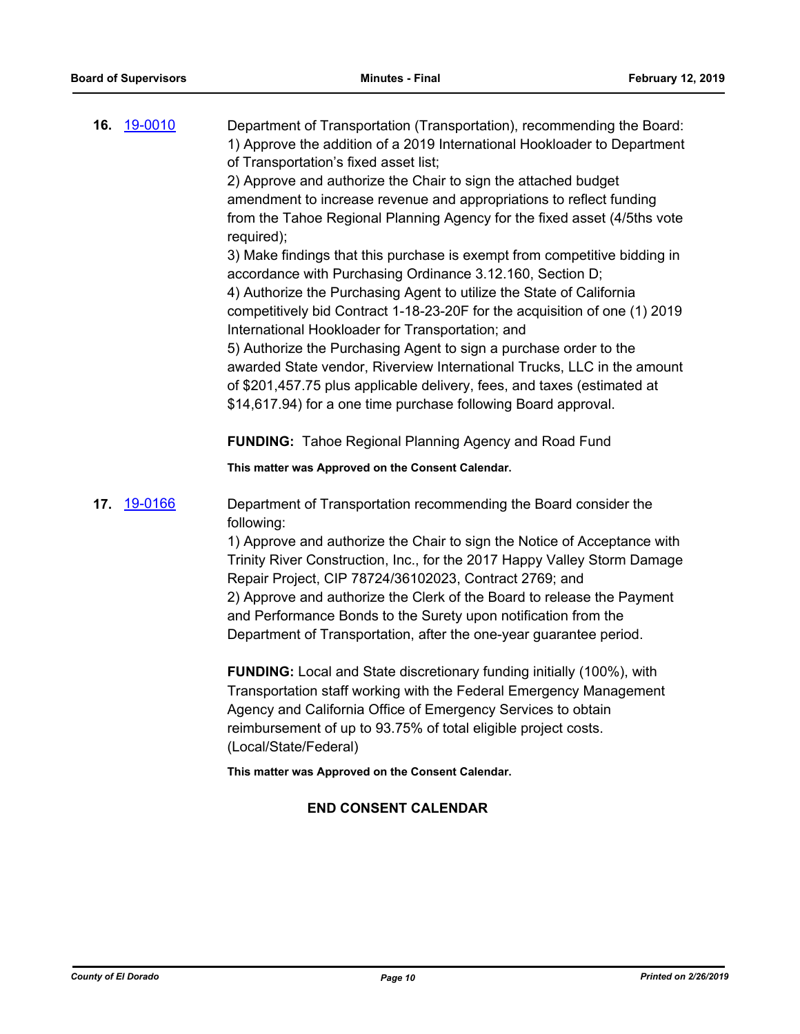**16.** [19-0010](#)

Department of Transportation (Transportation), recommending the Board:
1) Approve the addition of a 2019 International Hookloader to Department of Transportation's fixed asset list;
2) Approve and authorize the Chair to sign the attached budget amendment to increase revenue and appropriations to reflect funding from the Tahoe Regional Planning Agency for the fixed asset (4/5ths vote required);
3) Make findings that this purchase is exempt from competitive bidding in accordance with Purchasing Ordinance 3.12.160, Section D;
4) Authorize the Purchasing Agent to utilize the State of California competitively bid Contract 1-18-23-20F for the acquisition of one (1) 2019 International Hookloader for Transportation; and
5) Authorize the Purchasing Agent to sign a purchase order to the awarded State vendor, Riverview International Trucks, LLC in the amount of $201,457.75 plus applicable delivery, fees, and taxes (estimated at $14,617.94) for a one time purchase following Board approval.

**FUNDING:** Tahoe Regional Planning Agency and Road Fund

**This matter was Approved on the Consent Calendar.**

**17.** [19-0166](#)

Department of Transportation recommending the Board consider the following:
1) Approve and authorize the Chair to sign the Notice of Acceptance with Trinity River Construction, Inc., for the 2017 Happy Valley Storm Damage Repair Project, CIP 78724/36102023, Contract 2769; and
2) Approve and authorize the Clerk of the Board to release the Payment and Performance Bonds to the Surety upon notification from the Department of Transportation, after the one-year guarantee period.

**FUNDING:** Local and State discretionary funding initially (100%), with Transportation staff working with the Federal Emergency Management Agency and California Office of Emergency Services to obtain reimbursement of up to 93.75% of total eligible project costs. (Local/State/Federal)

**This matter was Approved on the Consent Calendar.**

**END CONSENT CALENDAR**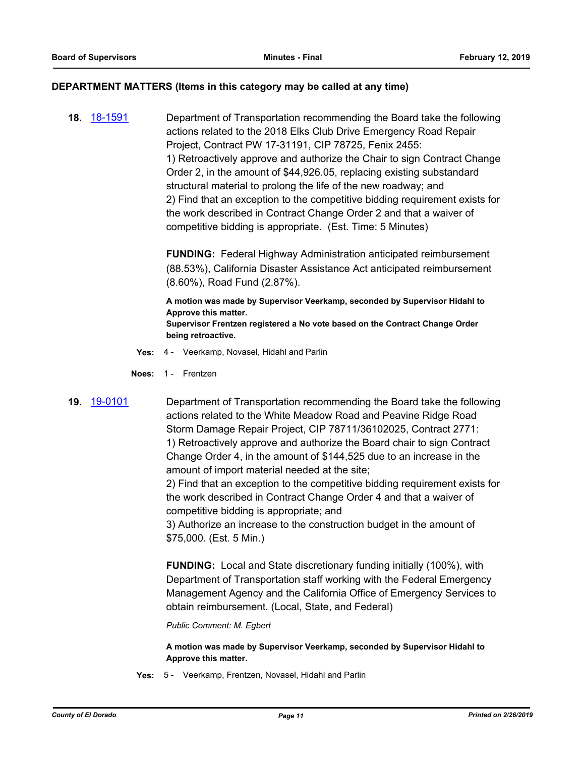**DEPARTMENT MATTERS (Items in this category may be called at any time)**

**18.** 18-1591

Department of Transportation recommending the Board take the following actions related to the 2018 Elks Club Drive Emergency Road Repair Project, Contract PW 17-31191, CIP 78725, Fenix 2455:
1) Retroactively approve and authorize the Chair to sign Contract Change Order 2, in the amount of $44,926.05, replacing existing substandard structural material to prolong the life of the new roadway; and
2) Find that an exception to the competitive bidding requirement exists for the work described in Contract Change Order 2 and that a waiver of competitive bidding is appropriate. (Est. Time: 5 Minutes)

**FUNDING:** Federal Highway Administration anticipated reimbursement (88.53%), California Disaster Assistance Act anticipated reimbursement (8.60%), Road Fund (2.87%).

**A motion was made by Supervisor Veerkamp, seconded by Supervisor Hidahl to Approve this matter.**
**Supervisor Frentzen registered a No vote based on the Contract Change Order being retroactive.**

**Yes:** 4 - Veerkamp, Novasel, Hidahl and Parlin

**Noes:** 1 - Frentzen

**19.** 19-0101

Department of Transportation recommending the Board take the following actions related to the White Meadow Road and Peavine Ridge Road Storm Damage Repair Project, CIP 78711/36102025, Contract 2771:
1) Retroactively approve and authorize the Board chair to sign Contract Change Order 4, in the amount of $144,525 due to an increase in the amount of import material needed at the site;
2) Find that an exception to the competitive bidding requirement exists for the work described in Contract Change Order 4 and that a waiver of competitive bidding is appropriate; and
3) Authorize an increase to the construction budget in the amount of $75,000. (Est. 5 Min.)

**FUNDING:** Local and State discretionary funding initially (100%), with Department of Transportation staff working with the Federal Emergency Management Agency and the California Office of Emergency Services to obtain reimbursement. (Local, State, and Federal)

*Public Comment: M. Egbert*

**A motion was made by Supervisor Veerkamp, seconded by Supervisor Hidahl to Approve this matter.**

**Yes:** 5 - Veerkamp, Frentzen, Novasel, Hidahl and Parlin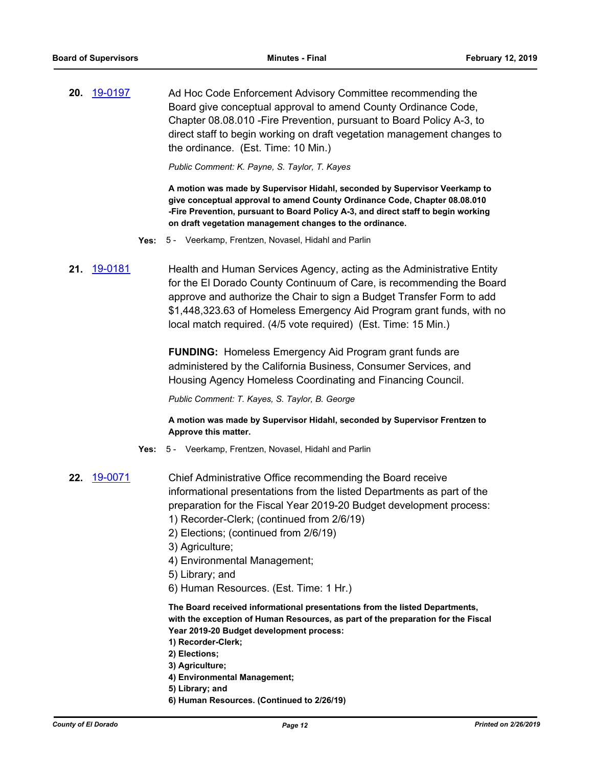**20.** [19-0197](19-0197)

Ad Hoc Code Enforcement Advisory Committee recommending the Board give conceptual approval to amend County Ordinance Code, Chapter 08.08.010 -Fire Prevention, pursuant to Board Policy A-3, to direct staff to begin working on draft vegetation management changes to the ordinance. (Est. Time: 10 Min.)

*Public Comment: K. Payne, S. Taylor, T. Kayes*

**A motion was made by Supervisor Hidahl, seconded by Supervisor Veerkamp to give conceptual approval to amend County Ordinance Code, Chapter 08.08.010 -Fire Prevention, pursuant to Board Policy A-3, and direct staff to begin working on draft vegetation management changes to the ordinance.**

**Yes:** 5 - Veerkamp, Frentzen, Novasel, Hidahl and Parlin

**21.** [19-0181](19-0181)

Health and Human Services Agency, acting as the Administrative Entity for the El Dorado County Continuum of Care, is recommending the Board approve and authorize the Chair to sign a Budget Transfer Form to add $1,448,323.63 of Homeless Emergency Aid Program grant funds, with no local match required. (4/5 vote required) (Est. Time: 15 Min.)

**FUNDING:** Homeless Emergency Aid Program grant funds are administered by the California Business, Consumer Services, and Housing Agency Homeless Coordinating and Financing Council.

*Public Comment: T. Kayes, S. Taylor, B. George*

**A motion was made by Supervisor Hidahl, seconded by Supervisor Frentzen to Approve this matter.**

**Yes:** 5 - Veerkamp, Frentzen, Novasel, Hidahl and Parlin

**22.** [19-0071](19-0071)

Chief Administrative Office recommending the Board receive informational presentations from the listed Departments as part of the preparation for the Fiscal Year 2019-20 Budget development process:
1) Recorder-Clerk; (continued from 2/6/19)
2) Elections; (continued from 2/6/19)
3) Agriculture;
4) Environmental Management;
5) Library; and
6) Human Resources. (Est. Time: 1 Hr.)

**The Board received informational presentations from the listed Departments, with the exception of Human Resources, as part of the preparation for the Fiscal Year 2019-20 Budget development process:**
**1) Recorder-Clerk;**
**2) Elections;**
**3) Agriculture;**
**4) Environmental Management;**
**5) Library; and**
**6) Human Resources. (Continued to 2/26/19)**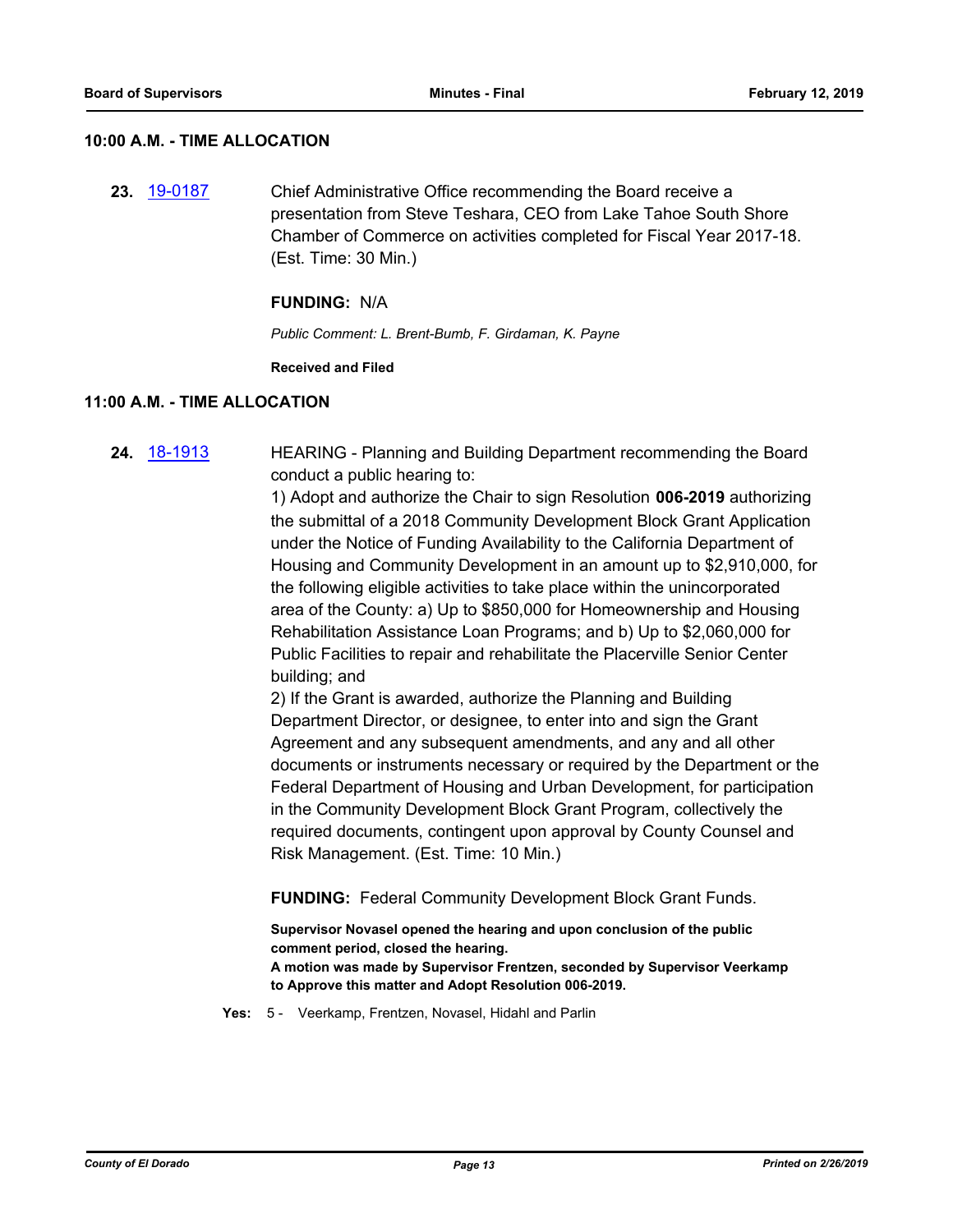### 10:00 A.M. - TIME ALLOCATION

**23.** 19-0187 Chief Administrative Office recommending the Board receive a presentation from Steve Teshara, CEO from Lake Tahoe South Shore Chamber of Commerce on activities completed for Fiscal Year 2017-18. (Est. Time: 30 Min.)

**FUNDING:** N/A

*Public Comment: L. Brent-Bumb, F. Girdaman, K. Payne*

**Received and Filed**

### 11:00 A.M. - TIME ALLOCATION

**24.** 18-1913 HEARING - Planning and Building Department recommending the Board conduct a public hearing to:

1) Adopt and authorize the Chair to sign Resolution **006-2019** authorizing the submittal of a 2018 Community Development Block Grant Application under the Notice of Funding Availability to the California Department of Housing and Community Development in an amount up to $2,910,000, for the following eligible activities to take place within the unincorporated area of the County: a) Up to $850,000 for Homeownership and Housing Rehabilitation Assistance Loan Programs; and b) Up to $2,060,000 for Public Facilities to repair and rehabilitate the Placerville Senior Center building; and

2) If the Grant is awarded, authorize the Planning and Building Department Director, or designee, to enter into and sign the Grant Agreement and any subsequent amendments, and any and all other documents or instruments necessary or required by the Department or the Federal Department of Housing and Urban Development, for participation in the Community Development Block Grant Program, collectively the required documents, contingent upon approval by County Counsel and Risk Management. (Est. Time: 10 Min.)

**FUNDING:** Federal Community Development Block Grant Funds.

**Supervisor Novasel opened the hearing and upon conclusion of the public comment period, closed the hearing.**
**A motion was made by Supervisor Frentzen, seconded by Supervisor Veerkamp to Approve this matter and Adopt Resolution 006-2019.**

**Yes:** 5 - Veerkamp, Frentzen, Novasel, Hidahl and Parlin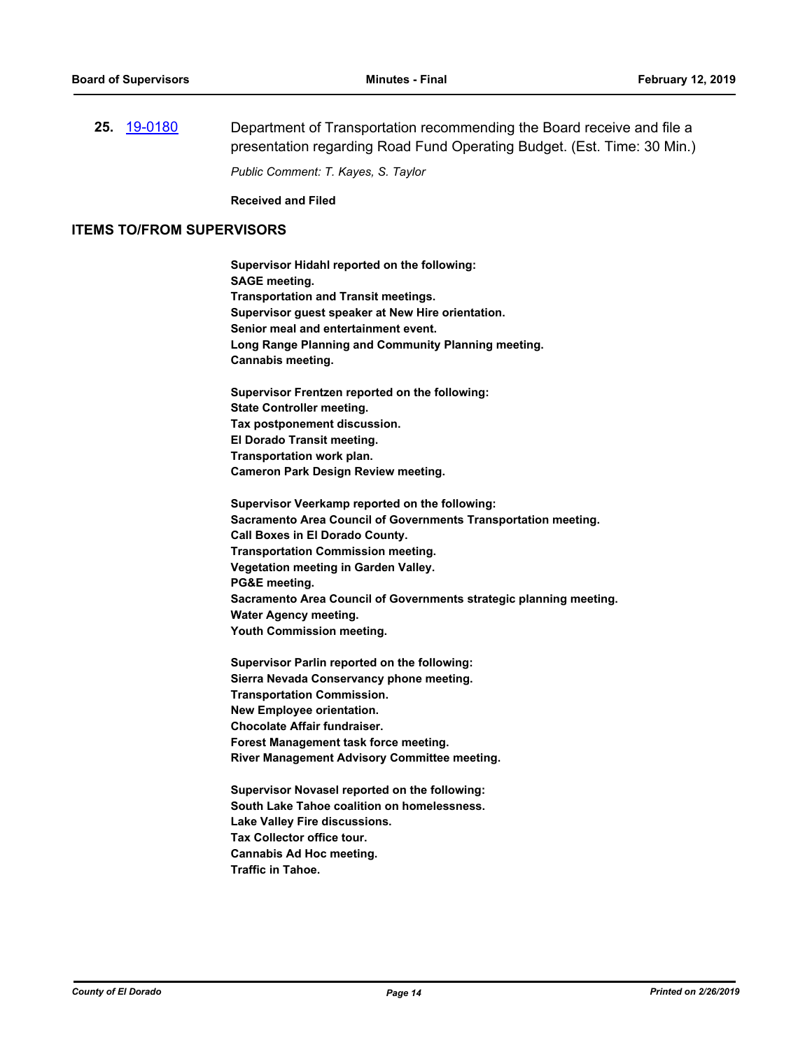**25.** [19-0180](19-0180) Department of Transportation recommending the Board receive and file a presentation regarding Road Fund Operating Budget. (Est. Time: 30 Min.)

*Public Comment: T. Kayes, S. Taylor*

**Received and Filed**

## ITEMS TO/FROM SUPERVISORS

**Supervisor Hidahl reported on the following:**
**SAGE meeting.**
**Transportation and Transit meetings.**
**Supervisor guest speaker at New Hire orientation.**
**Senior meal and entertainment event.**
**Long Range Planning and Community Planning meeting.**
**Cannabis meeting.**

**Supervisor Frentzen reported on the following:**
**State Controller meeting.**
**Tax postponement discussion.**
**El Dorado Transit meeting.**
**Transportation work plan.**
**Cameron Park Design Review meeting.**

**Supervisor Veerkamp reported on the following:**
**Sacramento Area Council of Governments Transportation meeting.**
**Call Boxes in El Dorado County.**
**Transportation Commission meeting.**
**Vegetation meeting in Garden Valley.**
**PG&E meeting.**
**Sacramento Area Council of Governments strategic planning meeting.**
**Water Agency meeting.**
**Youth Commission meeting.**

**Supervisor Parlin reported on the following:**
**Sierra Nevada Conservancy phone meeting.**
**Transportation Commission.**
**New Employee orientation.**
**Chocolate Affair fundraiser.**
**Forest Management task force meeting.**
**River Management Advisory Committee meeting.**

**Supervisor Novasel reported on the following:**
**South Lake Tahoe coalition on homelessness.**
**Lake Valley Fire discussions.**
**Tax Collector office tour.**
**Cannabis Ad Hoc meeting.**
**Traffic in Tahoe.**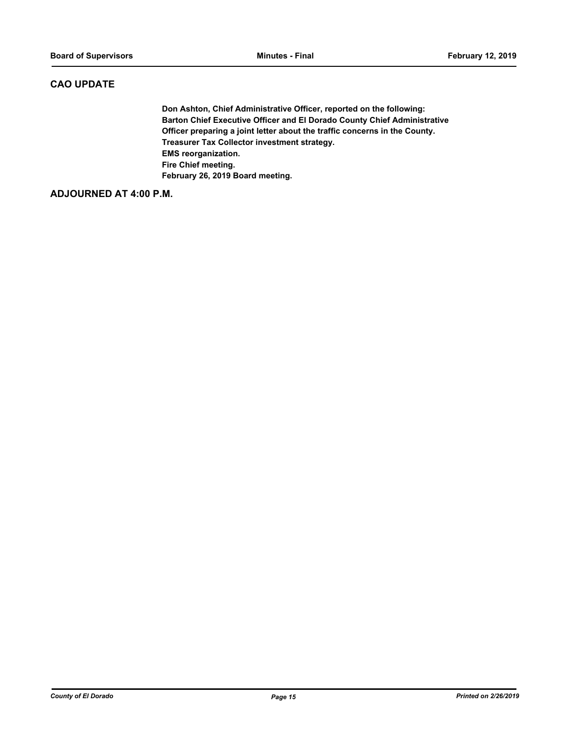## CAO UPDATE

**Don Ashton, Chief Administrative Officer, reported on the following:**
**Barton Chief Executive Officer and El Dorado County Chief Administrative Officer preparing a joint letter about the traffic concerns in the County.**
**Treasurer Tax Collector investment strategy.**
**EMS reorganization.**
**Fire Chief meeting.**
**February 26, 2019 Board meeting.**

## ADJOURNED AT 4:00 P.M.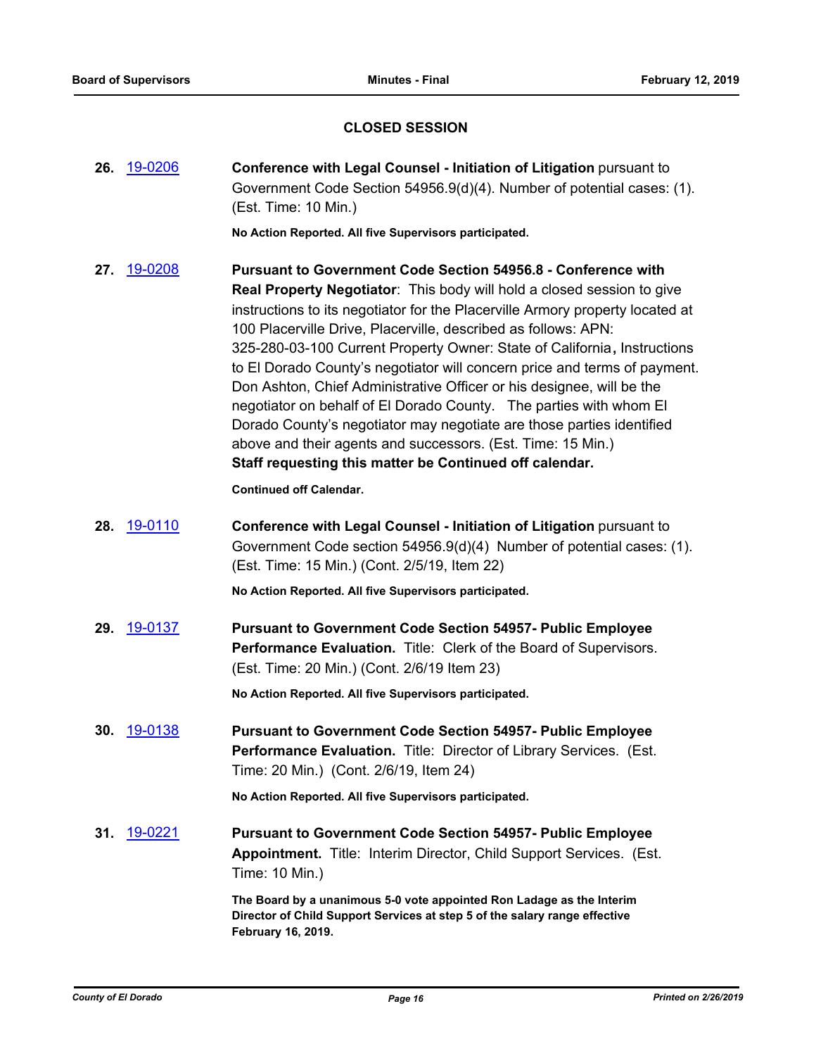## CLOSED SESSION

**26.** 19-0206 **Conference with Legal Counsel - Initiation of Litigation** pursuant to Government Code Section 54956.9(d)(4). Number of potential cases: (1). (Est. Time: 10 Min.)

**No Action Reported. All five Supervisors participated.**

**27.** 19-0208 **Pursuant to Government Code Section 54956.8 - Conference with Real Property Negotiator**: This body will hold a closed session to give instructions to its negotiator for the Placerville Armory property located at 100 Placerville Drive, Placerville, described as follows: APN: 325-280-03-100 Current Property Owner: State of California**,** Instructions to El Dorado County's negotiator will concern price and terms of payment. Don Ashton, Chief Administrative Officer or his designee, will be the negotiator on behalf of El Dorado County. The parties with whom El Dorado County's negotiator may negotiate are those parties identified above and their agents and successors. (Est. Time: 15 Min.)
**Staff requesting this matter be Continued off calendar.**

**Continued off Calendar.**

**28.** 19-0110 **Conference with Legal Counsel - Initiation of Litigation** pursuant to Government Code section 54956.9(d)(4) Number of potential cases: (1). (Est. Time: 15 Min.) (Cont. 2/5/19, Item 22)

**No Action Reported. All five Supervisors participated.**

**29.** 19-0137 **Pursuant to Government Code Section 54957- Public Employee Performance Evaluation.** Title: Clerk of the Board of Supervisors. (Est. Time: 20 Min.) (Cont. 2/6/19 Item 23)

**No Action Reported. All five Supervisors participated.**

**30.** 19-0138 **Pursuant to Government Code Section 54957- Public Employee Performance Evaluation.** Title: Director of Library Services. (Est. Time: 20 Min.) (Cont. 2/6/19, Item 24)

**No Action Reported. All five Supervisors participated.**

**31.** 19-0221 **Pursuant to Government Code Section 54957- Public Employee Appointment.** Title: Interim Director, Child Support Services. (Est. Time: 10 Min.)

**The Board by a unanimous 5-0 vote appointed Ron Ladage as the Interim Director of Child Support Services at step 5 of the salary range effective February 16, 2019.**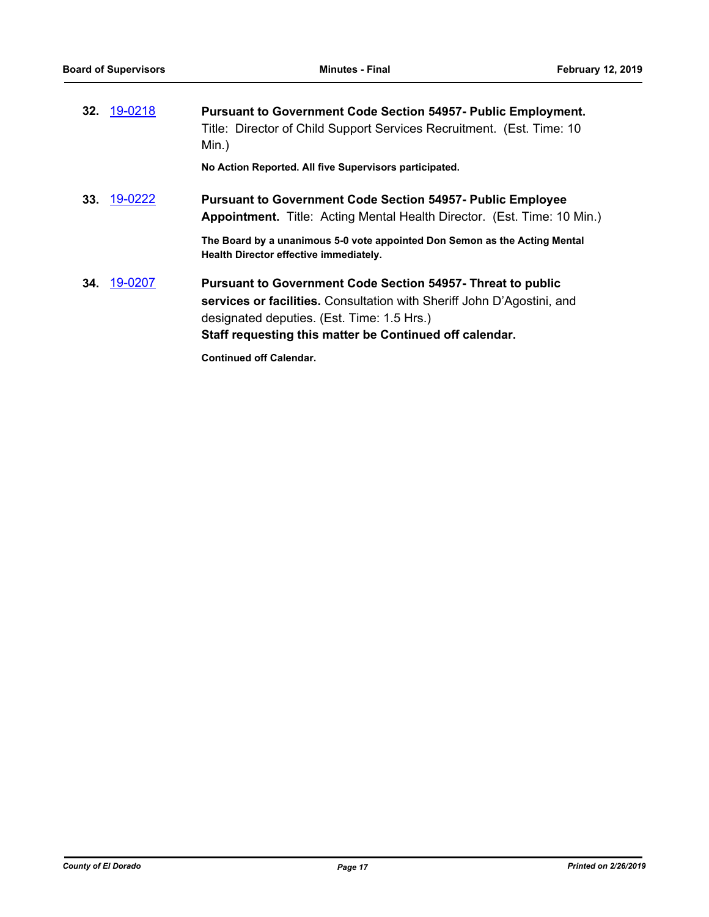**32.** 19-0218 **Pursuant to Government Code Section 54957- Public Employment.** Title: Director of Child Support Services Recruitment. (Est. Time: 10 Min.)

**No Action Reported. All five Supervisors participated.**

**33.** 19-0222 **Pursuant to Government Code Section 54957- Public Employee Appointment.** Title: Acting Mental Health Director. (Est. Time: 10 Min.)

**The Board by a unanimous 5-0 vote appointed Don Semon as the Acting Mental Health Director effective immediately.**

**34.** 19-0207 **Pursuant to Government Code Section 54957- Threat to public services or facilities.** Consultation with Sheriff John D'Agostini, and designated deputies. (Est. Time: 1.5 Hrs.)
**Staff requesting this matter be Continued off calendar.**

**Continued off Calendar.**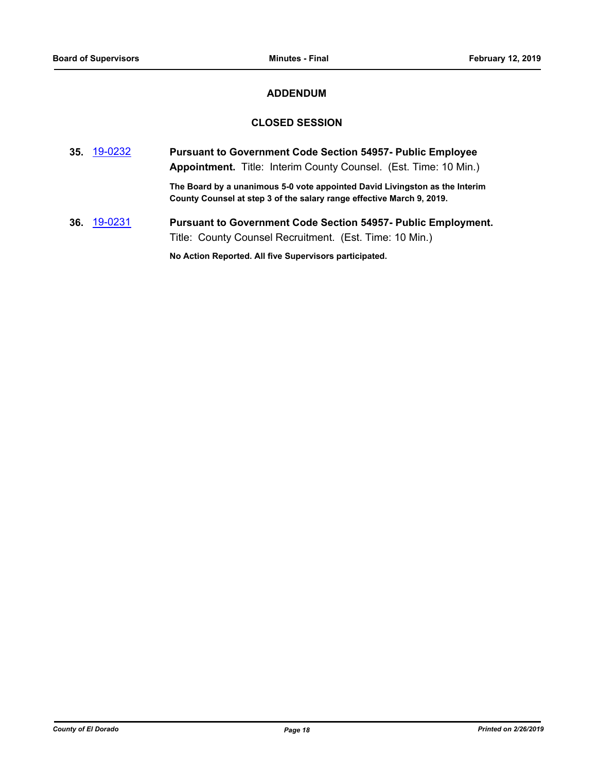## ADDENDUM

## CLOSED SESSION

**35.** [19-0232](19-0232) **Pursuant to Government Code Section 54957- Public Employee Appointment.** Title: Interim County Counsel. (Est. Time: 10 Min.)

**The Board by a unanimous 5-0 vote appointed David Livingston as the Interim County Counsel at step 3 of the salary range effective March 9, 2019.**

**36.** [19-0231](19-0231) **Pursuant to Government Code Section 54957- Public Employment.** Title: County Counsel Recruitment. (Est. Time: 10 Min.)

**No Action Reported. All five Supervisors participated.**